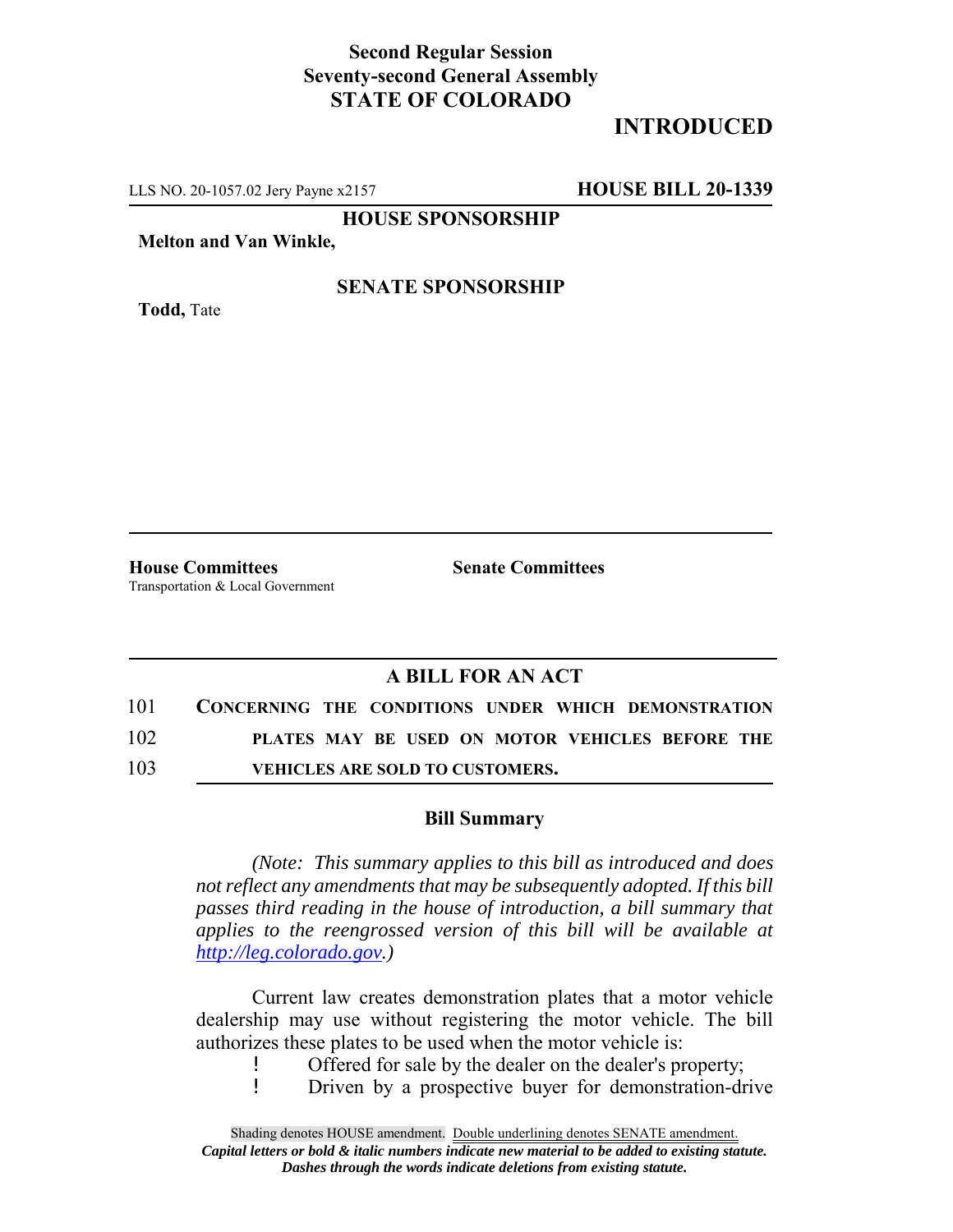**Second Regular Session**
**Seventy-second General Assembly**
**STATE OF COLORADO**

## INTRODUCED

LLS NO. 20-1057.02 Jery Payne x2157 **HOUSE BILL 20-1339**

**HOUSE SPONSORSHIP**

**Melton and Van Winkle,**

**SENATE SPONSORSHIP**

**Todd,** Tate

**House Committees**
Transportation & Local Government

**Senate Committees**

### A BILL FOR AN ACT

101 **CONCERNING THE CONDITIONS UNDER WHICH DEMONSTRATION**
102 **PLATES MAY BE USED ON MOTOR VEHICLES BEFORE THE**
103 **VEHICLES ARE SOLD TO CUSTOMERS.**

### Bill Summary

*(Note: This summary applies to this bill as introduced and does not reflect any amendments that may be subsequently adopted. If this bill passes third reading in the house of introduction, a bill summary that applies to the reengrossed version of this bill will be available at http://leg.colorado.gov.)*

Current law creates demonstration plates that a motor vehicle dealership may use without registering the motor vehicle. The bill authorizes these plates to be used when the motor vehicle is:

- Offered for sale by the dealer on the dealer's property;
- Driven by a prospective buyer for demonstration-drive

Shading denotes HOUSE amendment. Double underlining denotes SENATE amendment.
*Capital letters or bold & italic numbers indicate new material to be added to existing statute.*
*Dashes through the words indicate deletions from existing statute.*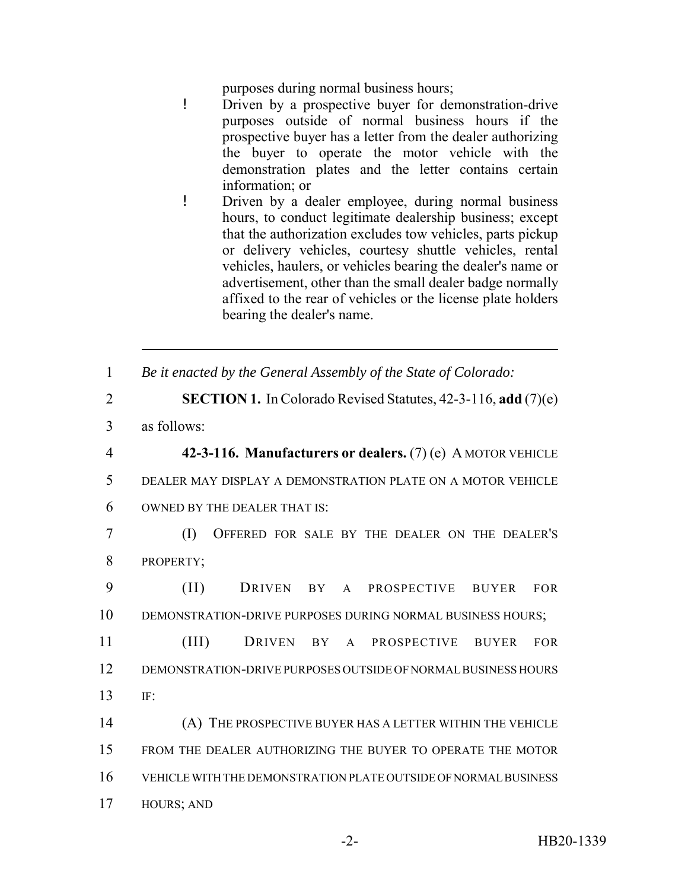purposes during normal business hours;

- Driven by a prospective buyer for demonstration-drive purposes outside of normal business hours if the prospective buyer has a letter from the dealer authorizing the buyer to operate the motor vehicle with the demonstration plates and the letter contains certain information; or
- Driven by a dealer employee, during normal business hours, to conduct legitimate dealership business; except that the authorization excludes tow vehicles, parts pickup or delivery vehicles, courtesy shuttle vehicles, rental vehicles, haulers, or vehicles bearing the dealer's name or advertisement, other than the small dealer badge normally affixed to the rear of vehicles or the license plate holders bearing the dealer's name.

---

1 *Be it enacted by the General Assembly of the State of Colorado:*

2 **SECTION 1.** In Colorado Revised Statutes, 42-3-116, **add** (7)(e)
3 as follows:

4 **42-3-116. Manufacturers or dealers.** (7) (e) A MOTOR VEHICLE
5 DEALER MAY DISPLAY A DEMONSTRATION PLATE ON A MOTOR VEHICLE
6 OWNED BY THE DEALER THAT IS:

7 (I) OFFERED FOR SALE BY THE DEALER ON THE DEALER'S
8 PROPERTY;

9 (II) DRIVEN BY A PROSPECTIVE BUYER FOR
10 DEMONSTRATION-DRIVE PURPOSES DURING NORMAL BUSINESS HOURS;

11 (III) DRIVEN BY A PROSPECTIVE BUYER FOR
12 DEMONSTRATION-DRIVE PURPOSES OUTSIDE OF NORMAL BUSINESS HOURS
13 IF:

14 (A) THE PROSPECTIVE BUYER HAS A LETTER WITHIN THE VEHICLE
15 FROM THE DEALER AUTHORIZING THE BUYER TO OPERATE THE MOTOR
16 VEHICLE WITH THE DEMONSTRATION PLATE OUTSIDE OF NORMAL BUSINESS
17 HOURS; AND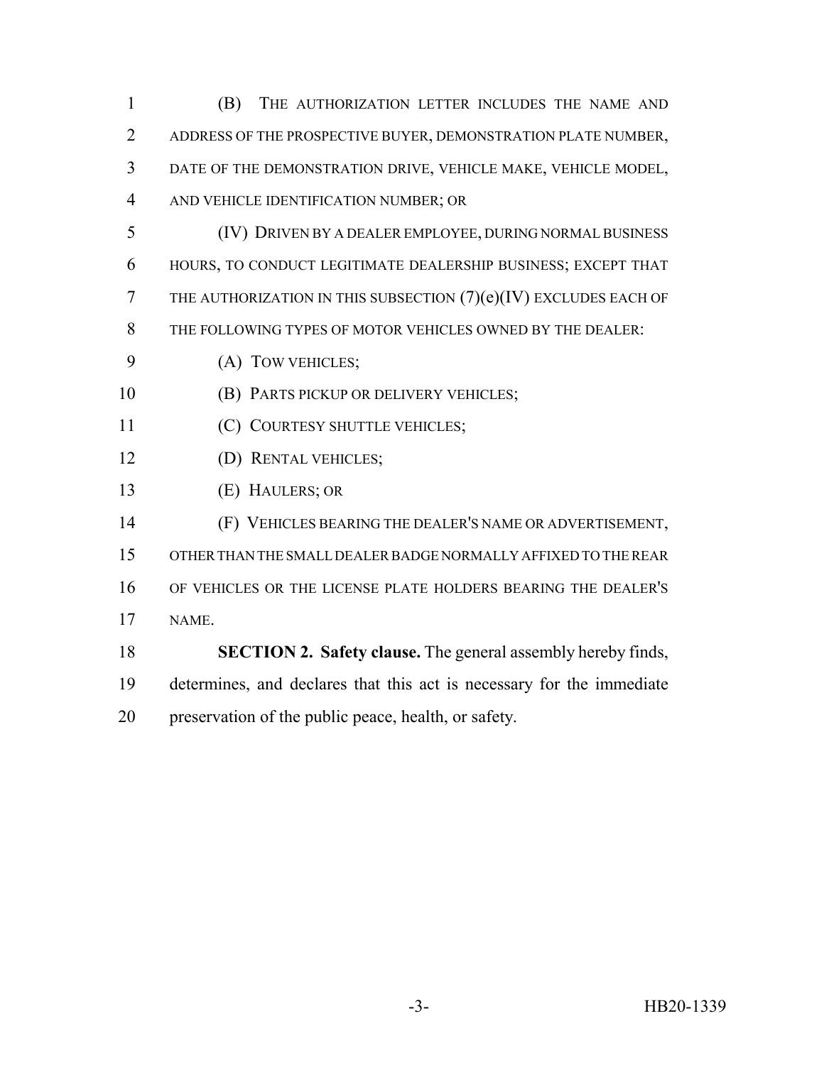(B) THE AUTHORIZATION LETTER INCLUDES THE NAME AND ADDRESS OF THE PROSPECTIVE BUYER, DEMONSTRATION PLATE NUMBER, DATE OF THE DEMONSTRATION DRIVE, VEHICLE MAKE, VEHICLE MODEL, AND VEHICLE IDENTIFICATION NUMBER; OR

(IV) DRIVEN BY A DEALER EMPLOYEE, DURING NORMAL BUSINESS HOURS, TO CONDUCT LEGITIMATE DEALERSHIP BUSINESS; EXCEPT THAT THE AUTHORIZATION IN THIS SUBSECTION (7)(e)(IV) EXCLUDES EACH OF THE FOLLOWING TYPES OF MOTOR VEHICLES OWNED BY THE DEALER:

(A) TOW VEHICLES;

(B) PARTS PICKUP OR DELIVERY VEHICLES;

(C) COURTESY SHUTTLE VEHICLES;

(D) RENTAL VEHICLES;

(E) HAULERS; OR

(F) VEHICLES BEARING THE DEALER'S NAME OR ADVERTISEMENT, OTHER THAN THE SMALL DEALER BADGE NORMALLY AFFIXED TO THE REAR OF VEHICLES OR THE LICENSE PLATE HOLDERS BEARING THE DEALER'S NAME.

**SECTION 2. Safety clause.** The general assembly hereby finds, determines, and declares that this act is necessary for the immediate preservation of the public peace, health, or safety.